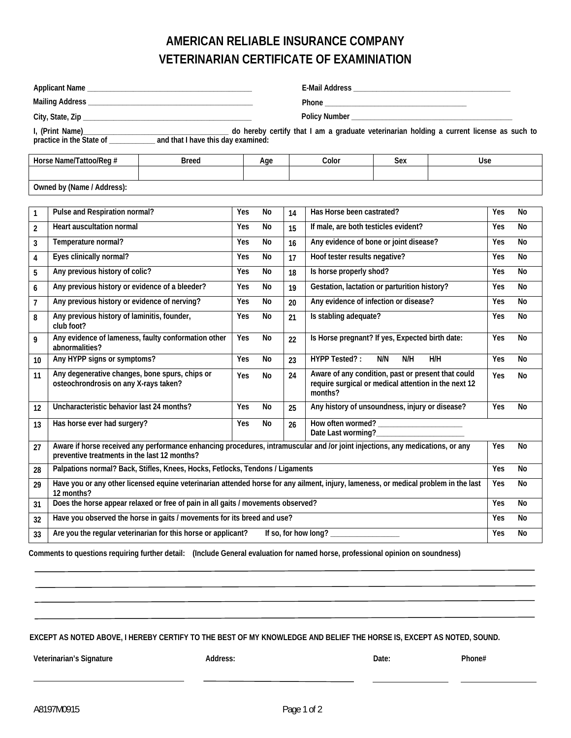# AMERICAN RELIABLE INSURANCE COMPANY
# VETERINARIAN CERTIFICATE OF EXAMINIATION

Applicant Name ___________________________________________

Mailing Address ___________________________________________

City, State, Zip ___________________________________________

E-Mail Address ___________________________________________

Phone ___________________________________

Policy Number ___________________________________________

I, (Print Name)______________________________________ do hereby certify that I am a graduate veterinarian holding a current license as such to practice in the State of ____________ and that I have this day examined:

| Horse Name/Tattoo/Reg # | Breed | Age | Color | Sex | Use |
|---|---|---|---|---|---|
| | | | | | |
| Owned by (Name / Address): | | | | | |

| # | Question | Answer | # | Question | Answer |
|---|---|---|---|---|---|
| 1 | Pulse and Respiration normal? | Yes No | 14 | Has Horse been castrated? | Yes No |
| 2 | Heart auscultation normal | Yes No | 15 | If male, are both testicles evident? | Yes No |
| 3 | Temperature normal? | Yes No | 16 | Any evidence of bone or joint disease? | Yes No |
| 4 | Eyes clinically normal? | Yes No | 17 | Hoof tester results negative? | Yes No |
| 5 | Any previous history of colic? | Yes No | 18 | Is horse properly shod? | Yes No |
| 6 | Any previous history or evidence of a bleeder? | Yes No | 19 | Gestation, lactation or parturition history? | Yes No |
| 7 | Any previous history or evidence of nerving? | Yes No | 20 | Any evidence of infection or disease? | Yes No |
| 8 | Any previous history of laminitis, founder, club foot? | Yes No | 21 | Is stabling adequate? | Yes No |
| 9 | Any evidence of lameness, faulty conformation other abnormalities? | Yes No | 22 | Is Horse pregnant? If yes, Expected birth date: | Yes No |
| 10 | Any HYPP signs or symptoms? | Yes No | 23 | HYPP Tested? : N/N N/H H/H | Yes No |
| 11 | Any degenerative changes, bone spurs, chips or osteochrondrosis on any X-rays taken? | Yes No | 24 | Aware of any condition, past or present that could require surgical or medical attention in the next 12 months? | Yes No |
| 12 | Uncharacteristic behavior last 24 months? | Yes No | 25 | Any history of unsoundness, injury or disease? | Yes No |
| 13 | Has horse ever had surgery? | Yes No | 26 | How often wormed? _____________________ Date Last worming?______________________ | |

| # | Question | Answer |
|---|---|---|
| 27 | Aware if horse received any performance enhancing procedures, intramuscular and /or joint injections, any medications, or any preventive treatments in the last 12 months? | Yes No |
| 28 | Palpations normal? Back, Stifles, Knees, Hocks, Fetlocks, Tendons / Ligaments | Yes No |
| 29 | Have you or any other licensed equine veterinarian attended horse for any ailment, injury, lameness, or medical problem in the last 12 months? | Yes No |
| 31 | Does the horse appear relaxed or free of pain in all gaits / movements observed? | Yes No |
| 32 | Have you observed the horse in gaits / movements for its breed and use? | Yes No |
| 33 | Are you the regular veterinarian for this horse or applicant? If so, for how long? _________________ | Yes No |

Comments to questions requiring further detail: (Include General evaluation for named horse, professional opinion on soundness)

______________________________________________________________________________

______________________________________________________________________________

______________________________________________________________________________

______________________________________________________________________________

EXCEPT AS NOTED ABOVE, I HEREBY CERTIFY TO THE BEST OF MY KNOWLEDGE AND BELIEF THE HORSE IS, EXCEPT AS NOTED, SOUND.

| Veterinarian's Signature | Address: | Date: | Phone# |
|---|---|---|---|
| ______________________ | ______________________ | __________ | __________ |

A8197M0915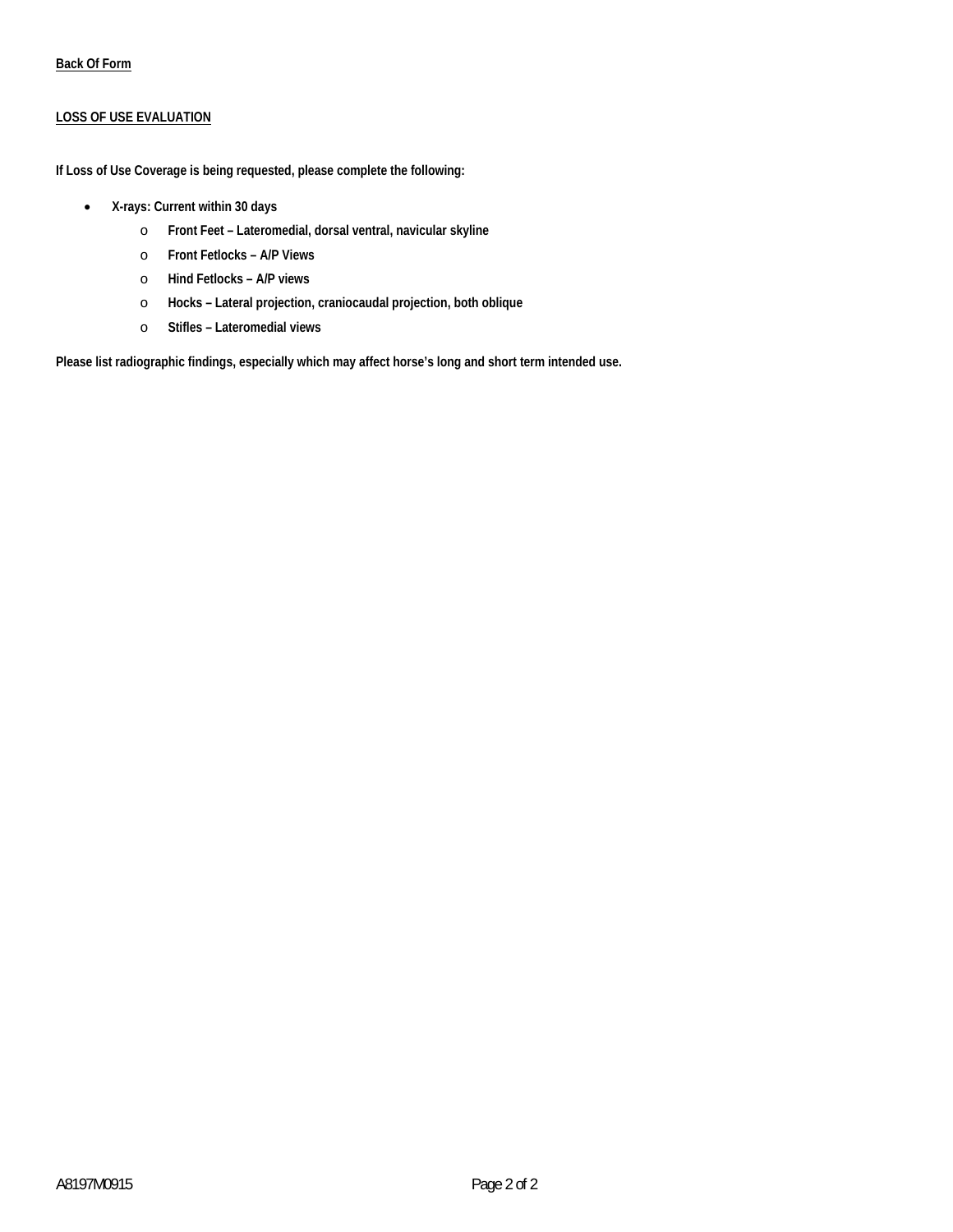**Back Of Form**

## LOSS OF USE EVALUATION

**If Loss of Use Coverage is being requested, please complete the following:**

- **X-rays: Current within 30 days**
    - **Front Feet – Lateromedial, dorsal ventral, navicular skyline**
    - **Front Fetlocks – A/P Views**
    - **Hind Fetlocks – A/P views**
    - **Hocks – Lateral projection, craniocaudal projection, both oblique**
    - **Stifles – Lateromedial views**

**Please list radiographic findings, especially which may affect horse's long and short term intended use.**

A8197M0915